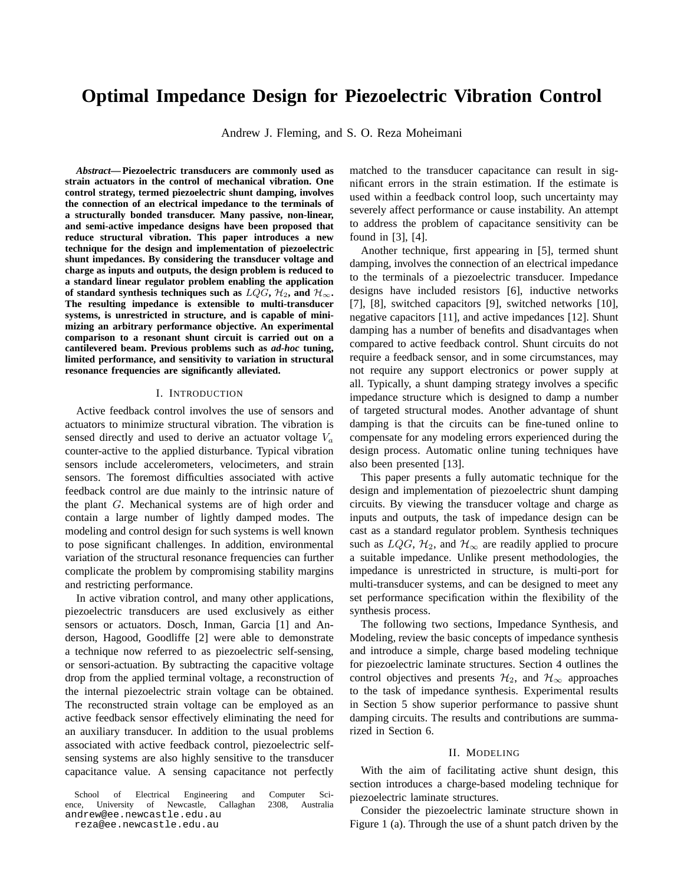# Optimal Impedance Design for Piezoelectric Vibration Control

Andrew J. Fleming, and S. O. Reza Moheimani

***Abstract*— Piezoelectric transducers are commonly used as strain actuators in the control of mechanical vibration. One control strategy, termed piezoelectric shunt damping, involves the connection of an electrical impedance to the terminals of a structurally bonded transducer. Many passive, non-linear, and semi-active impedance designs have been proposed that reduce structural vibration. This paper introduces a new technique for the design and implementation of piezoelectric shunt impedances. By considering the transducer voltage and charge as inputs and outputs, the design problem is reduced to a standard linear regulator problem enabling the application of standard synthesis techniques such as $LQG$, $\mathcal{H}_2$, and $\mathcal{H}_\infty$. The resulting impedance is extensible to multi-transducer systems, is unrestricted in structure, and is capable of minimizing an arbitrary performance objective. An experimental comparison to a resonant shunt circuit is carried out on a cantilevered beam. Previous problems such as *ad-hoc* tuning, limited performance, and sensitivity to variation in structural resonance frequencies are significantly alleviated.**

## I. Introduction

Active feedback control involves the use of sensors and actuators to minimize structural vibration. The vibration is sensed directly and used to derive an actuator voltage $V_a$ counter-active to the applied disturbance. Typical vibration sensors include accelerometers, velocimeters, and strain sensors. The foremost difficulties associated with active feedback control are due mainly to the intrinsic nature of the plant $G$. Mechanical systems are of high order and contain a large number of lightly damped modes. The modeling and control design for such systems is well known to pose significant challenges. In addition, environmental variation of the structural resonance frequencies can further complicate the problem by compromising stability margins and restricting performance.

In active vibration control, and many other applications, piezoelectric transducers are used exclusively as either sensors or actuators. Dosch, Inman, Garcia [1] and Anderson, Hagood, Goodliffe [2] were able to demonstrate a technique now referred to as piezoelectric self-sensing, or sensori-actuation. By subtracting the capacitive voltage drop from the applied terminal voltage, a reconstruction of the internal piezoelectric strain voltage can be obtained. The reconstructed strain voltage can be employed as an active feedback sensor effectively eliminating the need for an auxiliary transducer. In addition to the usual problems associated with active feedback control, piezoelectric self-sensing systems are also highly sensitive to the transducer capacitance value. A sensing capacitance not perfectly matched to the transducer capacitance can result in significant errors in the strain estimation. If the estimate is used within a feedback control loop, such uncertainty may severely affect performance or cause instability. An attempt to address the problem of capacitance sensitivity can be found in [3], [4].

Another technique, first appearing in [5], termed shunt damping, involves the connection of an electrical impedance to the terminals of a piezoelectric transducer. Impedance designs have included resistors [6], inductive networks [7], [8], switched capacitors [9], switched networks [10], negative capacitors [11], and active impedances [12]. Shunt damping has a number of benefits and disadvantages when compared to active feedback control. Shunt circuits do not require a feedback sensor, and in some circumstances, may not require any support electronics or power supply at all. Typically, a shunt damping strategy involves a specific impedance structure which is designed to damp a number of targeted structural modes. Another advantage of shunt damping is that the circuits can be fine-tuned online to compensate for any modeling errors experienced during the design process. Automatic online tuning techniques have also been presented [13].

This paper presents a fully automatic technique for the design and implementation of piezoelectric shunt damping circuits. By viewing the transducer voltage and charge as inputs and outputs, the task of impedance design can be cast as a standard regulator problem. Synthesis techniques such as $LQG$, $\mathcal{H}_2$, and $\mathcal{H}_\infty$ are readily applied to procure a suitable impedance. Unlike present methodologies, the impedance is unrestricted in structure, is multi-port for multi-transducer systems, and can be designed to meet any set performance specification within the flexibility of the synthesis process.

The following two sections, Impedance Synthesis, and Modeling, review the basic concepts of impedance synthesis and introduce a simple, charge based modeling technique for piezoelectric laminate structures. Section 4 outlines the control objectives and presents $\mathcal{H}_2$, and $\mathcal{H}_\infty$ approaches to the task of impedance synthesis. Experimental results in Section 5 show superior performance to passive shunt damping circuits. The results and contributions are summarized in Section 6.

## II. Modeling

With the aim of facilitating active shunt design, this section introduces a charge-based modeling technique for piezoelectric laminate structures.

Consider the piezoelectric laminate structure shown in Figure 1 (a). Through the use of a shunt patch driven by the

School of Electrical Engineering and Computer Science, University of Newcastle, Callaghan 2308, Australia
andrew@ee.newcastle.edu.au
reza@ee.newcastle.edu.au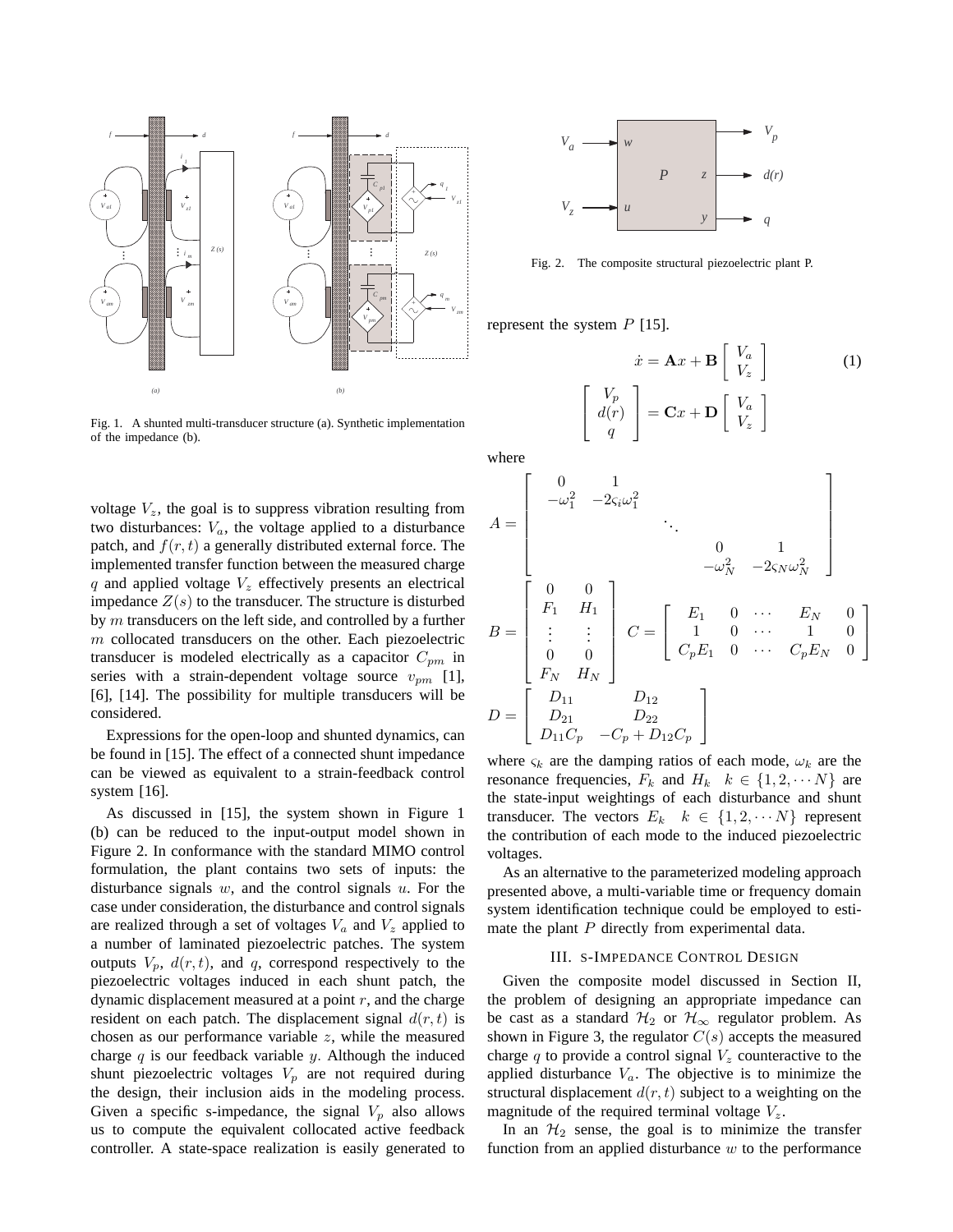Fig. 1. A shunted multi-transducer structure (a). Synthetic implementation of the impedance (b).

voltage $V_z$, the goal is to suppress vibration resulting from two disturbances: $V_a$, the voltage applied to a disturbance patch, and $f(r,t)$ a generally distributed external force. The implemented transfer function between the measured charge $q$ and applied voltage $V_z$ effectively presents an electrical impedance $Z(s)$ to the transducer. The structure is disturbed by $m$ transducers on the left side, and controlled by a further $m$ collocated transducers on the other. Each piezoelectric transducer is modeled electrically as a capacitor $C_{pm}$ in series with a strain-dependent voltage source $v_{pm}$ [1], [6], [14]. The possibility for multiple transducers will be considered.

Expressions for the open-loop and shunted dynamics, can be found in [15]. The effect of a connected shunt impedance can be viewed as equivalent to a strain-feedback control system [16].

As discussed in [15], the system shown in Figure 1 (b) can be reduced to the input-output model shown in Figure 2. In conformance with the standard MIMO control formulation, the plant contains two sets of inputs: the disturbance signals $w$, and the control signals $u$. For the case under consideration, the disturbance and control signals are realized through a set of voltages $V_a$ and $V_z$ applied to a number of laminated piezoelectric patches. The system outputs $V_p$, $d(r,t)$, and $q$, correspond respectively to the piezoelectric voltages induced in each shunt patch, the dynamic displacement measured at a point $r$, and the charge resident on each patch. The displacement signal $d(r,t)$ is chosen as our performance variable $z$, while the measured charge $q$ is our feedback variable $y$. Although the induced shunt piezoelectric voltages $V_p$ are not required during the design, their inclusion aids in the modeling process. Given a specific s-impedance, the signal $V_p$ also allows us to compute the equivalent collocated active feedback controller. A state-space realization is easily generated to

Fig. 2. The composite structural piezoelectric plant P.

represent the system $P$ [15].

$$\dot{x} = \mathbf{A}x + \mathbf{B}\begin{bmatrix} V_a \\ V_z \end{bmatrix} \tag{1}$$

$$\begin{bmatrix} V_p \\ d(r) \\ q \end{bmatrix} = \mathbf{C}x + \mathbf{D}\begin{bmatrix} V_a \\ V_z \end{bmatrix}$$

where

$$A = \begin{bmatrix} 0 & 1 & & & \\ -\omega_1^2 & -2\varsigma_i\omega_1^2 & & & \\ & & \ddots & & \\ & & & 0 & 1 \\ & & & -\omega_N^2 & -2\varsigma_N\omega_N^2 \end{bmatrix}$$

$$B = \begin{bmatrix} 0 & 0 \\ F_1 & H_1 \\ \vdots & \vdots \\ 0 & 0 \\ F_N & H_N \end{bmatrix} \quad C = \begin{bmatrix} E_1 & 0 & \cdots & E_N & 0 \\ 1 & 0 & \cdots & 1 & 0 \\ C_pE_1 & 0 & \cdots & C_pE_N & 0 \end{bmatrix}$$

$$D = \begin{bmatrix} D_{11} & D_{12} \\ D_{21} & D_{22} \\ D_{11}C_p & -C_p + D_{12}C_p \end{bmatrix}$$

where $\varsigma_k$ are the damping ratios of each mode, $\omega_k$ are the resonance frequencies, $F_k$ and $H_k \quad k \in \{1, 2, \cdots N\}$ are the state-input weightings of each disturbance and shunt transducer. The vectors $E_k \quad k \in \{1, 2, \cdots N\}$ represent the contribution of each mode to the induced piezoelectric voltages.

As an alternative to the parameterized modeling approach presented above, a multi-variable time or frequency domain system identification technique could be employed to estimate the plant $P$ directly from experimental data.

## III. S-IMPEDANCE CONTROL DESIGN

Given the composite model discussed in Section II, the problem of designing an appropriate impedance can be cast as a standard $\mathcal{H}_2$ or $\mathcal{H}_\infty$ regulator problem. As shown in Figure 3, the regulator $C(s)$ accepts the measured charge $q$ to provide a control signal $V_z$ counteractive to the applied disturbance $V_a$. The objective is to minimize the structural displacement $d(r,t)$ subject to a weighting on the magnitude of the required terminal voltage $V_z$.

In an $\mathcal{H}_2$ sense, the goal is to minimize the transfer function from an applied disturbance $w$ to the performance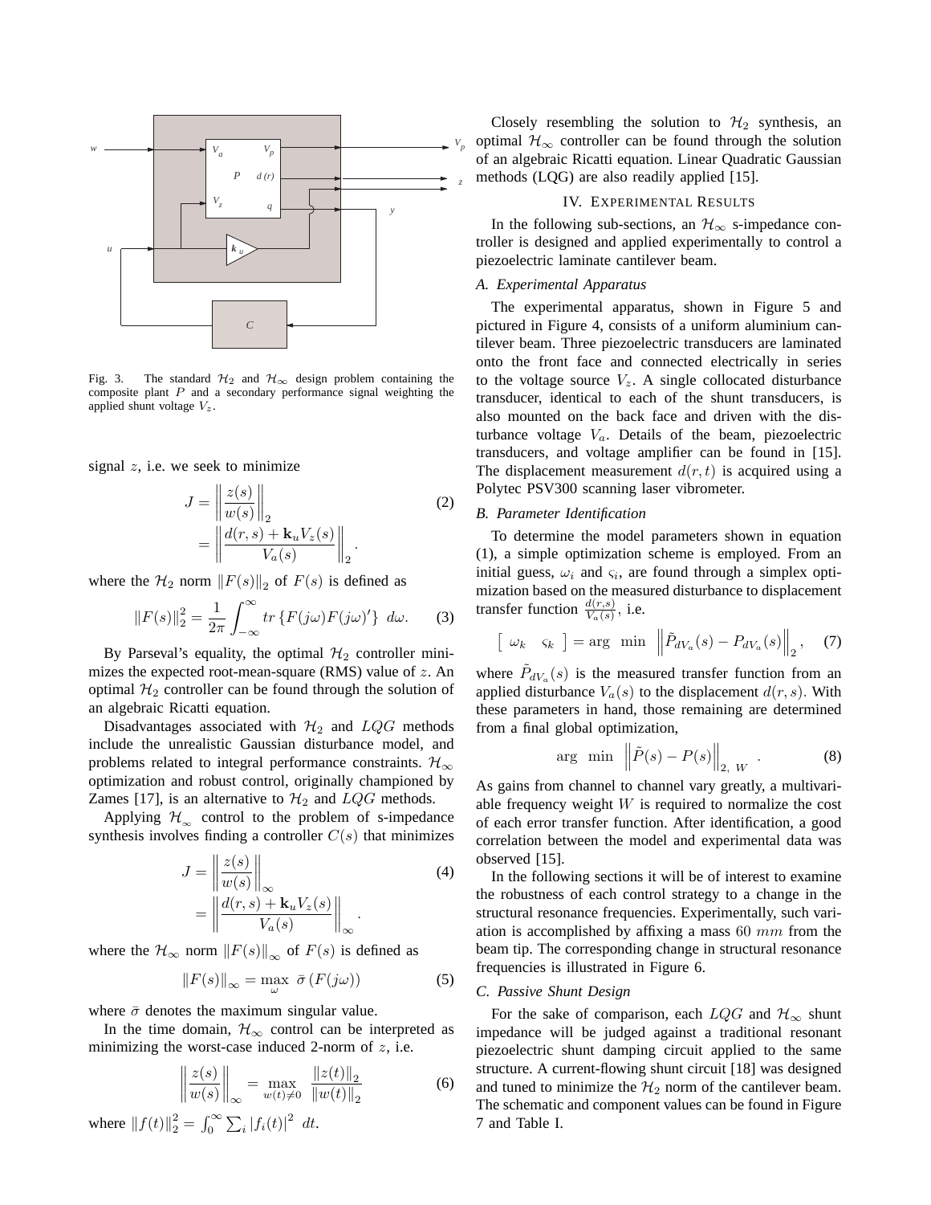Fig. 3. The standard $\mathcal{H}_2$ and $\mathcal{H}_\infty$ design problem containing the composite plant $P$ and a secondary performance signal weighting the applied shunt voltage $V_z$.

signal $z$, i.e. we seek to minimize

$$
\begin{aligned}
J &= \left\| \frac{z(s)}{w(s)} \right\|_2 \\
&= \left\| \frac{d(r,s) + \mathbf{k}_u V_z(s)}{V_a(s)} \right\|_2 .
\end{aligned} \tag{2}
$$

where the $\mathcal{H}_2$ norm $\|F(s)\|_2$ of $F(s)$ is defined as

$$
\|F(s)\|_2^2 = \frac{1}{2\pi} \int_{-\infty}^{\infty} tr\left\{F(j\omega)F(j\omega)'\right\} \, d\omega. \tag{3}
$$

By Parseval's equality, the optimal $\mathcal{H}_2$ controller minimizes the expected root-mean-square (RMS) value of $z$. An optimal $\mathcal{H}_2$ controller can be found through the solution of an algebraic Ricatti equation.

Disadvantages associated with $\mathcal{H}_2$ and $LQG$ methods include the unrealistic Gaussian disturbance model, and problems related to integral performance constraints. $\mathcal{H}_\infty$ optimization and robust control, originally championed by Zames [17], is an alternative to $\mathcal{H}_2$ and $LQG$ methods.

Applying $\mathcal{H}_\infty$ control to the problem of s-impedance synthesis involves finding a controller $C(s)$ that minimizes

$$
\begin{aligned}
J &= \left\| \frac{z(s)}{w(s)} \right\|_\infty \\
&= \left\| \frac{d(r,s) + \mathbf{k}_u V_z(s)}{V_a(s)} \right\|_\infty .
\end{aligned} \tag{4}
$$

where the $\mathcal{H}_\infty$ norm $\|F(s)\|_\infty$ of $F(s)$ is defined as

$$
\|F(s)\|_\infty = \max_{\omega} \; \bar{\sigma}\left(F(j\omega)\right) \tag{5}
$$

where $\bar{\sigma}$ denotes the maximum singular value.

In the time domain, $\mathcal{H}_\infty$ control can be interpreted as minimizing the worst-case induced 2-norm of $z$, i.e.

$$
\left\| \frac{z(s)}{w(s)} \right\|_\infty = \max_{w(t)\neq 0} \; \frac{\|z(t)\|_2}{\|w(t)\|_2} \tag{6}
$$

where $\|f(t)\|_2^2 = \int_0^\infty \sum_i |f_i(t)|^2 \; dt$.

Closely resembling the solution to $\mathcal{H}_2$ synthesis, an optimal $\mathcal{H}_\infty$ controller can be found through the solution of an algebraic Ricatti equation. Linear Quadratic Gaussian methods (LQG) are also readily applied [15].

## IV. Experimental Results

In the following sub-sections, an $\mathcal{H}_\infty$ s-impedance controller is designed and applied experimentally to control a piezoelectric laminate cantilever beam.

### A. Experimental Apparatus

The experimental apparatus, shown in Figure 5 and pictured in Figure 4, consists of a uniform aluminium cantilever beam. Three piezoelectric transducers are laminated onto the front face and connected electrically in series to the voltage source $V_z$. A single collocated disturbance transducer, identical to each of the shunt transducers, is also mounted on the back face and driven with the disturbance voltage $V_a$. Details of the beam, piezoelectric transducers, and voltage amplifier can be found in [15]. The displacement measurement $d(r,t)$ is acquired using a Polytec PSV300 scanning laser vibrometer.

### B. Parameter Identification

To determine the model parameters shown in equation (1), a simple optimization scheme is employed. From an initial guess, $\omega_i$ and $\varsigma_i$, are found through a simplex optimization based on the measured disturbance to displacement transfer function $\frac{d(r,s)}{V_a(s)}$, i.e.

$$
\begin{bmatrix} \omega_k & \varsigma_k \end{bmatrix} = \arg \; \min \; \left\| \tilde{P}_{dV_a}(s) - P_{dV_a}(s) \right\|_2 , \tag{7}
$$

where $\tilde{P}_{dV_a}(s)$ is the measured transfer function from an applied disturbance $V_a(s)$ to the displacement $d(r,s)$. With these parameters in hand, those remaining are determined from a final global optimization,

$$
\arg \; \min \; \left\| \tilde{P}(s) - P(s) \right\|_{2,\; W} . \tag{8}
$$

As gains from channel to channel vary greatly, a multivariable frequency weight $W$ is required to normalize the cost of each error transfer function. After identification, a good correlation between the model and experimental data was observed [15].

In the following sections it will be of interest to examine the robustness of each control strategy to a change in the structural resonance frequencies. Experimentally, such variation is accomplished by affixing a mass $60\ mm$ from the beam tip. The corresponding change in structural resonance frequencies is illustrated in Figure 6.

### C. Passive Shunt Design

For the sake of comparison, each $LQG$ and $\mathcal{H}_\infty$ shunt impedance will be judged against a traditional resonant piezoelectric shunt damping circuit applied to the same structure. A current-flowing shunt circuit [18] was designed and tuned to minimize the $\mathcal{H}_2$ norm of the cantilever beam. The schematic and component values can be found in Figure 7 and Table I.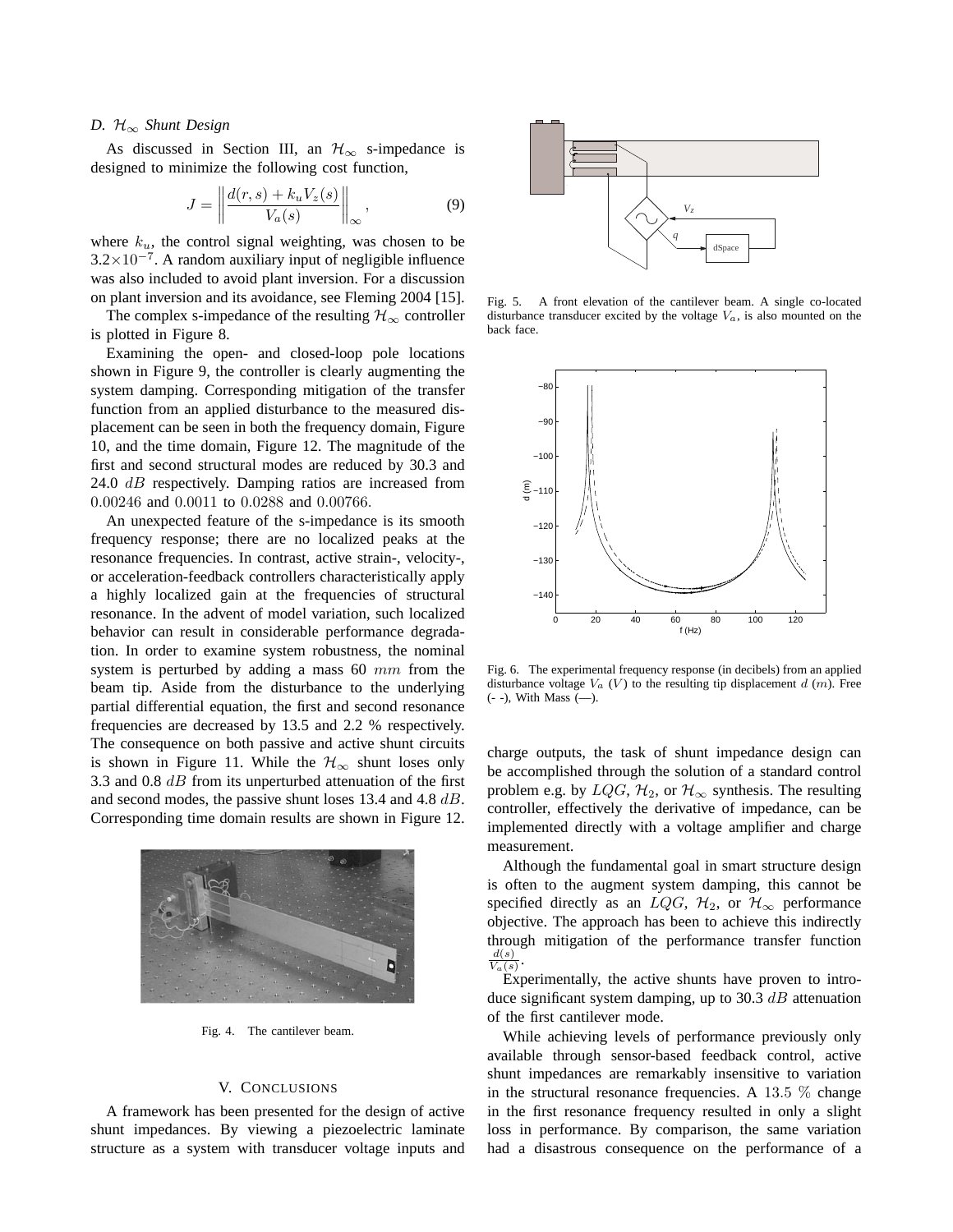### D. $\mathcal{H}_\infty$ Shunt Design

As discussed in Section III, an $\mathcal{H}_\infty$ s-impedance is designed to minimize the following cost function,

$$J = \left\| \frac{d(r,s) + k_u V_z(s)}{V_a(s)} \right\|_\infty , \tag{9}$$

where $k_u$, the control signal weighting, was chosen to be $3.2 \times 10^{-7}$. A random auxiliary input of negligible influence was also included to avoid plant inversion. For a discussion on plant inversion and its avoidance, see Fleming 2004 [15].

The complex s-impedance of the resulting $\mathcal{H}_\infty$ controller is plotted in Figure 8.

Examining the open- and closed-loop pole locations shown in Figure 9, the controller is clearly augmenting the system damping. Corresponding mitigation of the transfer function from an applied disturbance to the measured displacement can be seen in both the frequency domain, Figure 10, and the time domain, Figure 12. The magnitude of the first and second structural modes are reduced by 30.3 and 24.0 $dB$ respectively. Damping ratios are increased from $0.00246$ and $0.0011$ to $0.0288$ and $0.00766$.

An unexpected feature of the s-impedance is its smooth frequency response; there are no localized peaks at the resonance frequencies. In contrast, active strain-, velocity-, or acceleration-feedback controllers characteristically apply a highly localized gain at the frequencies of structural resonance. In the advent of model variation, such localized behavior can result in considerable performance degradation. In order to examine system robustness, the nominal system is perturbed by adding a mass 60 $mm$ from the beam tip. Aside from the disturbance to the underlying partial differential equation, the first and second resonance frequencies are decreased by 13.5 and 2.2 % respectively. The consequence on both passive and active shunt circuits is shown in Figure 11. While the $\mathcal{H}_\infty$ shunt loses only 3.3 and 0.8 $dB$ from its unperturbed attenuation of the first and second modes, the passive shunt loses 13.4 and 4.8 $dB$. Corresponding time domain results are shown in Figure 12.

Fig. 4. The cantilever beam.

## V. Conclusions

A framework has been presented for the design of active shunt impedances. By viewing a piezoelectric laminate structure as a system with transducer voltage inputs and charge outputs, the task of shunt impedance design can be accomplished through the solution of a standard control problem e.g. by $LQG$, $\mathcal{H}_2$, or $\mathcal{H}_\infty$ synthesis. The resulting controller, effectively the derivative of impedance, can be implemented directly with a voltage amplifier and charge measurement.

Although the fundamental goal in smart structure design is often to the augment system damping, this cannot be specified directly as an $LQG$, $\mathcal{H}_2$, or $\mathcal{H}_\infty$ performance objective. The approach has been to achieve this indirectly through mitigation of the performance transfer function $\frac{d(s)}{V_a(s)}$.

Experimentally, the active shunts have proven to introduce significant system damping, up to 30.3 $dB$ attenuation of the first cantilever mode.

While achieving levels of performance previously only available through sensor-based feedback control, active shunt impedances are remarkably insensitive to variation in the structural resonance frequencies. A $13.5$ % change in the first resonance frequency resulted in only a slight loss in performance. By comparison, the same variation had a disastrous consequence on the performance of a

Fig. 5. A front elevation of the cantilever beam. A single co-located disturbance transducer excited by the voltage $V_a$, is also mounted on the back face.

Fig. 6. The experimental frequency response (in decibels) from an applied disturbance voltage $V_a$ ($V$) to the resulting tip displacement $d$ ($m$). Free (- -), With Mass (—).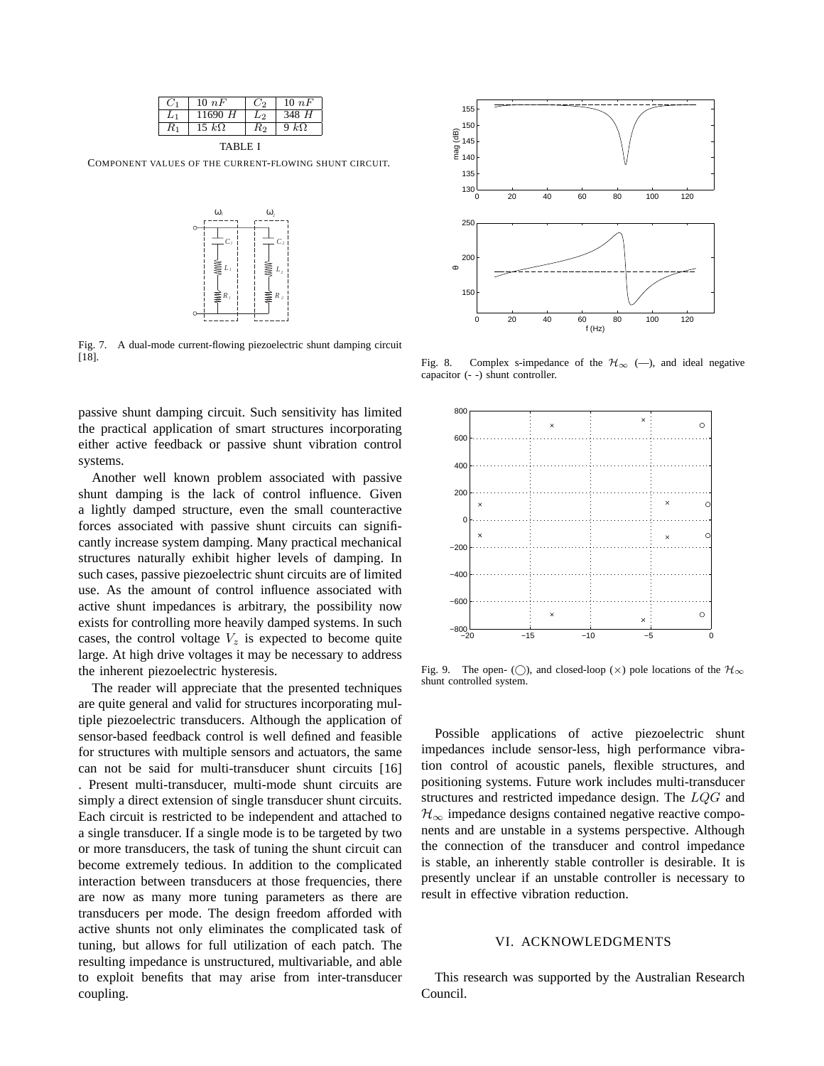| $C_1$ | 10 $nF$ | $C_2$ | 10 $nF$ |
|---|---|---|---|
| $L_1$ | 11690 $H$ | $L_2$ | 348 $H$ |
| $R_1$ | 15 $k\Omega$ | $R_2$ | 9 $k\Omega$ |

TABLE I

COMPONENT VALUES OF THE CURRENT-FLOWING SHUNT CIRCUIT.

Fig. 7. A dual-mode current-flowing piezoelectric shunt damping circuit [18].

passive shunt damping circuit. Such sensitivity has limited the practical application of smart structures incorporating either active feedback or passive shunt vibration control systems.

Another well known problem associated with passive shunt damping is the lack of control influence. Given a lightly damped structure, even the small counteractive forces associated with passive shunt circuits can significantly increase system damping. Many practical mechanical structures naturally exhibit higher levels of damping. In such cases, passive piezoelectric shunt circuits are of limited use. As the amount of control influence associated with active shunt impedances is arbitrary, the possibility now exists for controlling more heavily damped systems. In such cases, the control voltage $V_z$ is expected to become quite large. At high drive voltages it may be necessary to address the inherent piezoelectric hysteresis.

The reader will appreciate that the presented techniques are quite general and valid for structures incorporating multiple piezoelectric transducers. Although the application of sensor-based feedback control is well defined and feasible for structures with multiple sensors and actuators, the same can not be said for multi-transducer shunt circuits [16] . Present multi-transducer, multi-mode shunt circuits are simply a direct extension of single transducer shunt circuits. Each circuit is restricted to be independent and attached to a single transducer. If a single mode is to be targeted by two or more transducers, the task of tuning the shunt circuit can become extremely tedious. In addition to the complicated interaction between transducers at those frequencies, there are now as many more tuning parameters as there are transducers per mode. The design freedom afforded with active shunts not only eliminates the complicated task of tuning, but allows for full utilization of each patch. The resulting impedance is unstructured, multivariable, and able to exploit benefits that may arise from inter-transducer coupling.

Fig. 8. Complex s-impedance of the $\mathcal{H}_\infty$ (—), and ideal negative capacitor (- -) shunt controller.

Fig. 9. The open- (◯), and closed-loop (×) pole locations of the $\mathcal{H}_\infty$ shunt controlled system.

Possible applications of active piezoelectric shunt impedances include sensor-less, high performance vibration control of acoustic panels, flexible structures, and positioning systems. Future work includes multi-transducer structures and restricted impedance design. The $LQG$ and $\mathcal{H}_\infty$ impedance designs contained negative reactive components and are unstable in a systems perspective. Although the connection of the transducer and control impedance is stable, an inherently stable controller is desirable. It is presently unclear if an unstable controller is necessary to result in effective vibration reduction.

## VI. ACKNOWLEDGMENTS

This research was supported by the Australian Research Council.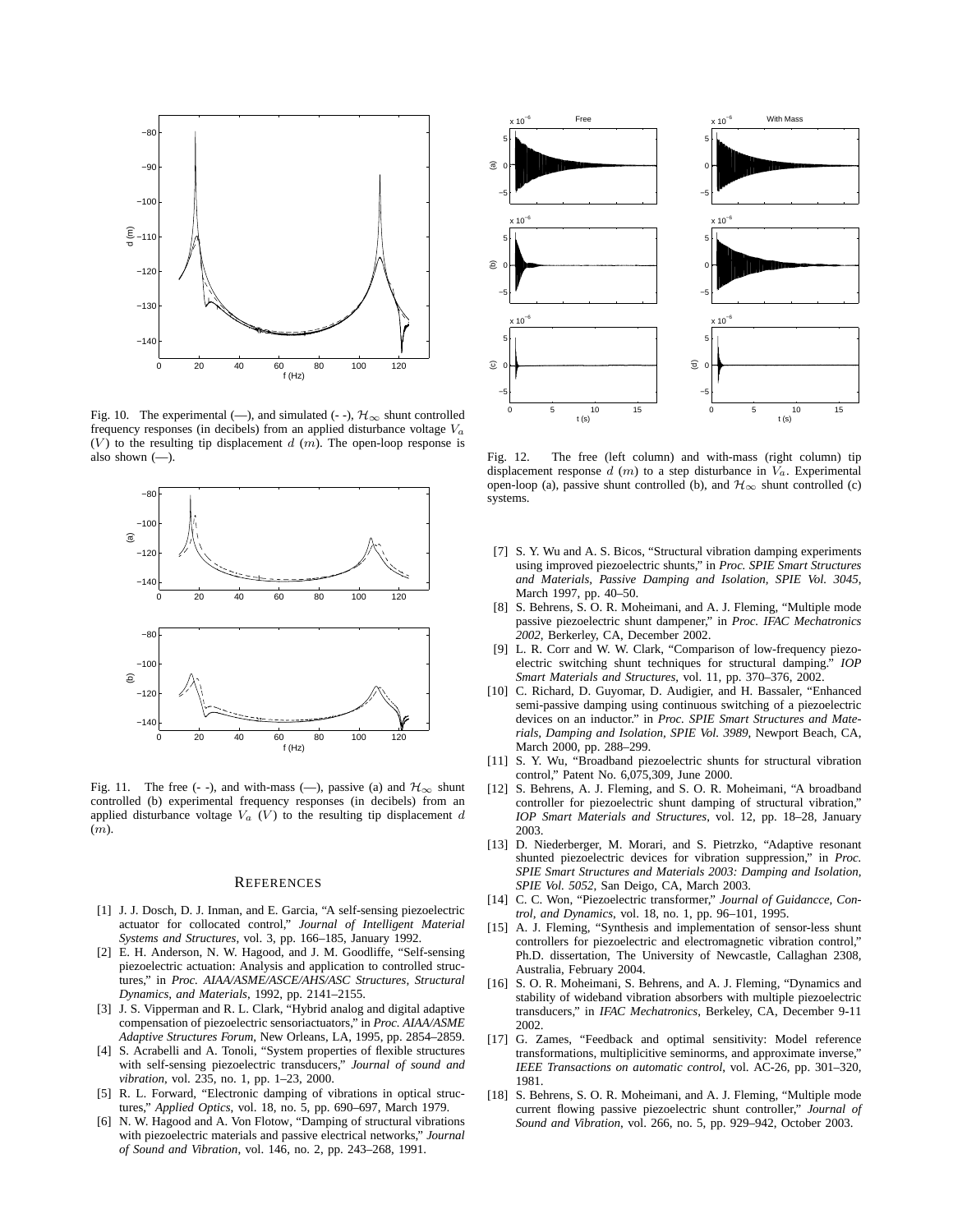−80
−90
−100
d (m) −110
−120
−130
−140
0 20 40 60 80 100 120
f (Hz)

Fig. 10. The experimental (—), and simulated (- -), $\mathcal{H}_\infty$ shunt controlled frequency responses (in decibels) from an applied disturbance voltage $V_a$ ($V$) to the resulting tip displacement $d$ ($m$). The open-loop response is also shown (—).

(a)
−80
−100
−120
−140
0 20 40 60 80 100 120

(b)
−80
−100
−120
−140
0 20 40 60 80 100 120
f (Hz)

Fig. 11. The free (- -), and with-mass (—), passive (a) and $\mathcal{H}_\infty$ shunt controlled (b) experimental frequency responses (in decibels) from an applied disturbance voltage $V_a$ ($V$) to the resulting tip displacement $d$ ($m$).

Free
With Mass
x 10^−6
(a) (b) (c) (d)
5
0
−5
0 5 10 15
t (s)

Fig. 12. The free (left column) and with-mass (right column) tip displacement response $d$ ($m$) to a step disturbance in $V_a$. Experimental open-loop (a), passive shunt controlled (b), and $\mathcal{H}_\infty$ shunt controlled (c) systems.

# References

[1] J. J. Dosch, D. J. Inman, and E. Garcia, "A self-sensing piezoelectric actuator for collocated control," *Journal of Intelligent Material Systems and Structures*, vol. 3, pp. 166–185, January 1992.

[2] E. H. Anderson, N. W. Hagood, and J. M. Goodliffe, "Self-sensing piezoelectric actuation: Analysis and application to controlled structures," in *Proc. AIAA/ASME/ASCE/AHS/ASC Structures, Structural Dynamics, and Materials*, 1992, pp. 2141–2155.

[3] J. S. Vipperman and R. L. Clark, "Hybrid analog and digital adaptive compensation of piezoelectric sensoriactuators," in *Proc. AIAA/ASME Adaptive Structures Forum*, New Orleans, LA, 1995, pp. 2854–2859.

[4] S. Acrabelli and A. Tonoli, "System properties of flexible structures with self-sensing piezoelectric transducers," *Journal of sound and vibration*, vol. 235, no. 1, pp. 1–23, 2000.

[5] R. L. Forward, "Electronic damping of vibrations in optical structures," *Applied Optics*, vol. 18, no. 5, pp. 690–697, March 1979.

[6] N. W. Hagood and A. Von Flotow, "Damping of structural vibrations with piezoelectric materials and passive electrical networks," *Journal of Sound and Vibration*, vol. 146, no. 2, pp. 243–268, 1991.

[7] S. Y. Wu and A. S. Bicos, "Structural vibration damping experiments using improved piezoelectric shunts," in *Proc. SPIE Smart Structures and Materials, Passive Damping and Isolation, SPIE Vol. 3045*, March 1997, pp. 40–50.

[8] S. Behrens, S. O. R. Moheimani, and A. J. Fleming, "Multiple mode passive piezoelectric shunt dampener," in *Proc. IFAC Mechatronics 2002*, Berkerley, CA, December 2002.

[9] L. R. Corr and W. W. Clark, "Comparison of low-frequency piezoelectric switching shunt techniques for structural damping," *IOP Smart Materials and Structures*, vol. 11, pp. 370–376, 2002.

[10] C. Richard, D. Guyomar, D. Audigier, and H. Bassaler, "Enhanced semi-passive damping using continuous switching of a piezoelectric devices on an inductor." in *Proc. SPIE Smart Structures and Materials, Damping and Isolation, SPIE Vol. 3989*, Newport Beach, CA, March 2000, pp. 288–299.

[11] S. Y. Wu, "Broadband piezoelectric shunts for structural vibration control," Patent No. 6,075,309, June 2000.

[12] S. Behrens, A. J. Fleming, and S. O. R. Moheimani, "A broadband controller for piezoelectric shunt damping of structural vibration," *IOP Smart Materials and Structures*, vol. 12, pp. 18–28, January 2003.

[13] D. Niederberger, M. Morari, and S. Pietrzko, "Adaptive resonant shunted piezoelectric devices for vibration suppression," in *Proc. SPIE Smart Structures and Materials 2003: Damping and Isolation, SPIE Vol. 5052*, San Deigo, CA, March 2003.

[14] C. C. Won, "Piezoelectric transformer," *Journal of Guidancce, Control, and Dynamics*, vol. 18, no. 1, pp. 96–101, 1995.

[15] A. J. Fleming, "Synthesis and implementation of sensor-less shunt controllers for piezoelectric and electromagnetic vibration control," Ph.D. dissertation, The University of Newcastle, Callaghan 2308, Australia, February 2004.

[16] S. O. R. Moheimani, S. Behrens, and A. J. Fleming, "Dynamics and stability of wideband vibration absorbers with multiple piezoelectric transducers," in *IFAC Mechatronics*, Berkeley, CA, December 9-11 2002.

[17] G. Zames, "Feedback and optimal sensitivity: Model reference transformations, multiplicitive seminorms, and approximate inverse," *IEEE Transactions on automatic control*, vol. AC-26, pp. 301–320, 1981.

[18] S. Behrens, S. O. R. Moheimani, and A. J. Fleming, "Multiple mode current flowing passive piezoelectric shunt controller," *Journal of Sound and Vibration*, vol. 266, no. 5, pp. 929–942, October 2003.